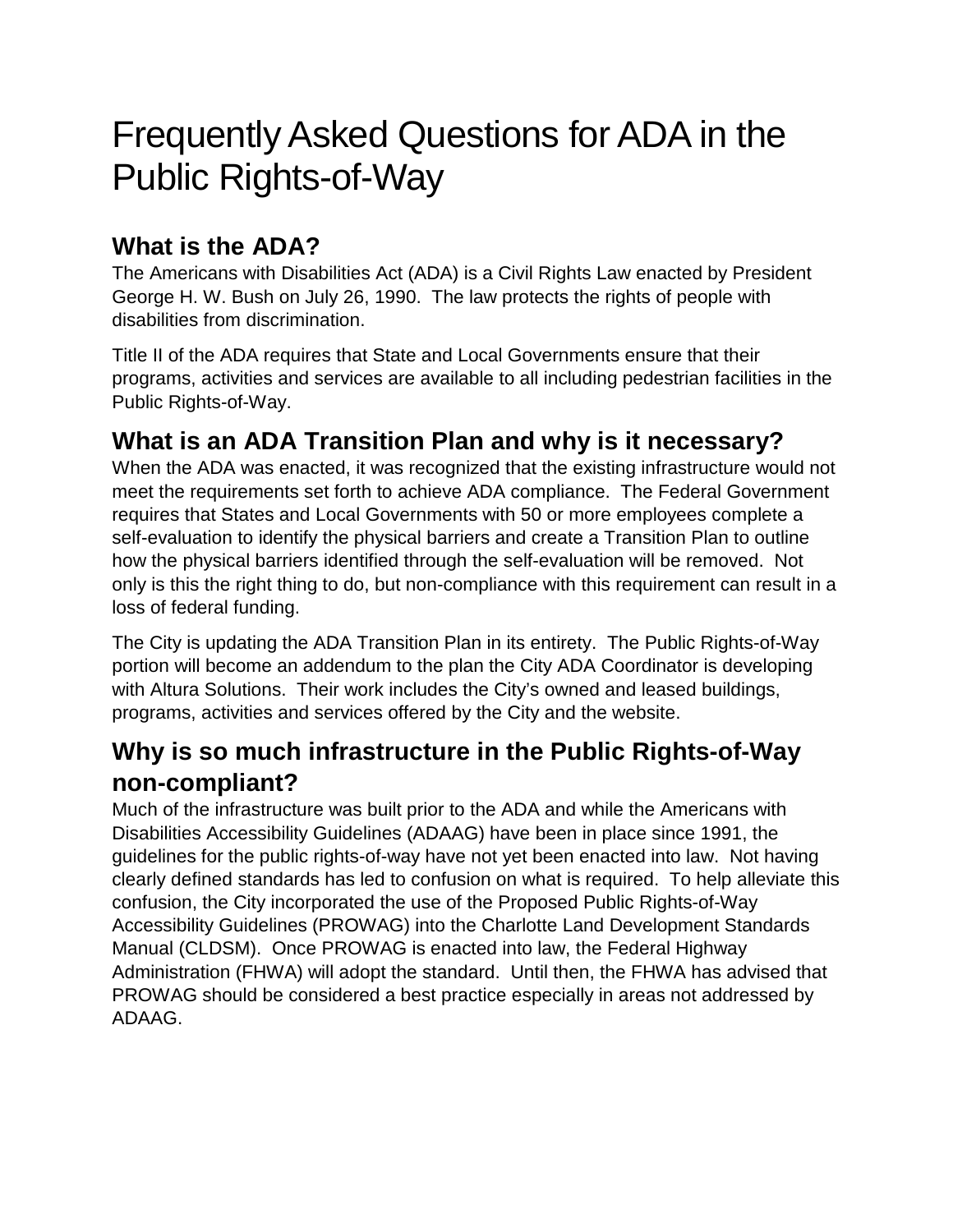# Frequently Asked Questions for ADA in the Public Rights-of-Way

## What is the ADA?

The Americans with Disabilities Act (ADA) is a Civil Rights Law enacted by President George H. W. Bush on July 26, 1990. The law protects the rights of people with disabilities from discrimination.

Title II of the ADA requires that State and Local Governments ensure that their programs, activities and services are available to all including pedestrian facilities in the Public Rights-of-Way.

## What is an ADA Transition Plan and why is it necessary?

When the ADA was enacted, it was recognized that the existing infrastructure would not meet the requirements set forth to achieve ADA compliance. The Federal Government requires that States and Local Governments with 50 or more employees complete a self-evaluation to identify the physical barriers and create a Transition Plan to outline how the physical barriers identified through the self-evaluation will be removed. Not only is this the right thing to do, but non-compliance with this requirement can result in a loss of federal funding.

The City is updating the ADA Transition Plan in its entirety. The Public Rights-of-Way portion will become an addendum to the plan the City ADA Coordinator is developing with Altura Solutions. Their work includes the City's owned and leased buildings, programs, activities and services offered by the City and the website.

## Why is so much infrastructure in the Public Rights-of-Way non-compliant?

Much of the infrastructure was built prior to the ADA and while the Americans with Disabilities Accessibility Guidelines (ADAAG) have been in place since 1991, the guidelines for the public rights-of-way have not yet been enacted into law. Not having clearly defined standards has led to confusion on what is required. To help alleviate this confusion, the City incorporated the use of the Proposed Public Rights-of-Way Accessibility Guidelines (PROWAG) into the Charlotte Land Development Standards Manual (CLDSM). Once PROWAG is enacted into law, the Federal Highway Administration (FHWA) will adopt the standard. Until then, the FHWA has advised that PROWAG should be considered a best practice especially in areas not addressed by ADAAG.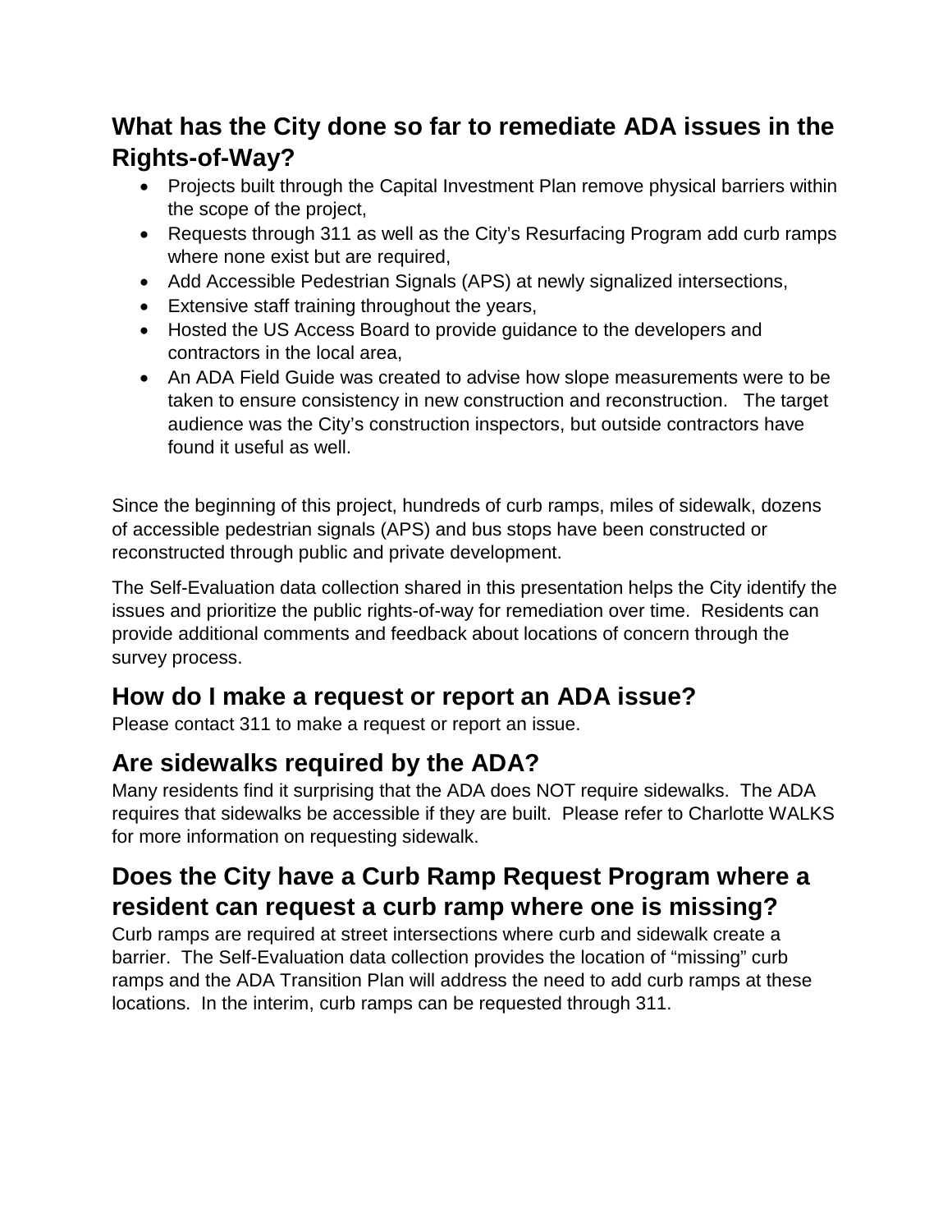## What has the City done so far to remediate ADA issues in the Rights-of-Way?

- Projects built through the Capital Investment Plan remove physical barriers within the scope of the project,
- Requests through 311 as well as the City's Resurfacing Program add curb ramps where none exist but are required,
- Add Accessible Pedestrian Signals (APS) at newly signalized intersections,
- Extensive staff training throughout the years,
- Hosted the US Access Board to provide guidance to the developers and contractors in the local area,
- An ADA Field Guide was created to advise how slope measurements were to be taken to ensure consistency in new construction and reconstruction. The target audience was the City's construction inspectors, but outside contractors have found it useful as well.

Since the beginning of this project, hundreds of curb ramps, miles of sidewalk, dozens of accessible pedestrian signals (APS) and bus stops have been constructed or reconstructed through public and private development.

The Self-Evaluation data collection shared in this presentation helps the City identify the issues and prioritize the public rights-of-way for remediation over time. Residents can provide additional comments and feedback about locations of concern through the survey process.

## How do I make a request or report an ADA issue?

Please contact 311 to make a request or report an issue.

## Are sidewalks required by the ADA?

Many residents find it surprising that the ADA does NOT require sidewalks. The ADA requires that sidewalks be accessible if they are built. Please refer to Charlotte WALKS for more information on requesting sidewalk.

## Does the City have a Curb Ramp Request Program where a resident can request a curb ramp where one is missing?

Curb ramps are required at street intersections where curb and sidewalk create a barrier. The Self-Evaluation data collection provides the location of "missing" curb ramps and the ADA Transition Plan will address the need to add curb ramps at these locations. In the interim, curb ramps can be requested through 311.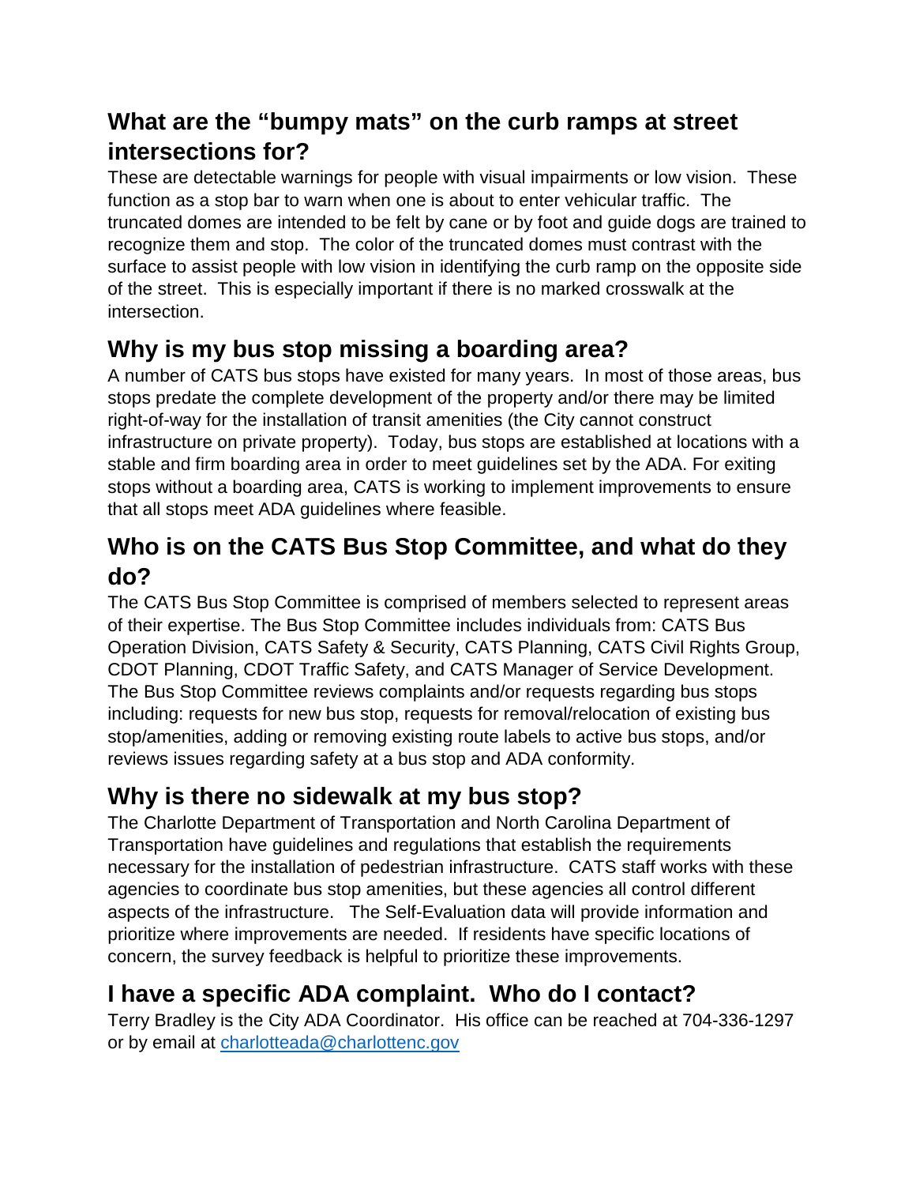## What are the "bumpy mats" on the curb ramps at street intersections for?

These are detectable warnings for people with visual impairments or low vision. These function as a stop bar to warn when one is about to enter vehicular traffic. The truncated domes are intended to be felt by cane or by foot and guide dogs are trained to recognize them and stop. The color of the truncated domes must contrast with the surface to assist people with low vision in identifying the curb ramp on the opposite side of the street. This is especially important if there is no marked crosswalk at the intersection.

## Why is my bus stop missing a boarding area?

A number of CATS bus stops have existed for many years. In most of those areas, bus stops predate the complete development of the property and/or there may be limited right-of-way for the installation of transit amenities (the City cannot construct infrastructure on private property). Today, bus stops are established at locations with a stable and firm boarding area in order to meet guidelines set by the ADA. For exiting stops without a boarding area, CATS is working to implement improvements to ensure that all stops meet ADA guidelines where feasible.

## Who is on the CATS Bus Stop Committee, and what do they do?

The CATS Bus Stop Committee is comprised of members selected to represent areas of their expertise. The Bus Stop Committee includes individuals from: CATS Bus Operation Division, CATS Safety & Security, CATS Planning, CATS Civil Rights Group, CDOT Planning, CDOT Traffic Safety, and CATS Manager of Service Development. The Bus Stop Committee reviews complaints and/or requests regarding bus stops including: requests for new bus stop, requests for removal/relocation of existing bus stop/amenities, adding or removing existing route labels to active bus stops, and/or reviews issues regarding safety at a bus stop and ADA conformity.

## Why is there no sidewalk at my bus stop?

The Charlotte Department of Transportation and North Carolina Department of Transportation have guidelines and regulations that establish the requirements necessary for the installation of pedestrian infrastructure. CATS staff works with these agencies to coordinate bus stop amenities, but these agencies all control different aspects of the infrastructure. The Self-Evaluation data will provide information and prioritize where improvements are needed. If residents have specific locations of concern, the survey feedback is helpful to prioritize these improvements.

## I have a specific ADA complaint. Who do I contact?

Terry Bradley is the City ADA Coordinator. His office can be reached at 704-336-1297 or by email at charlotteada@charlottenc.gov